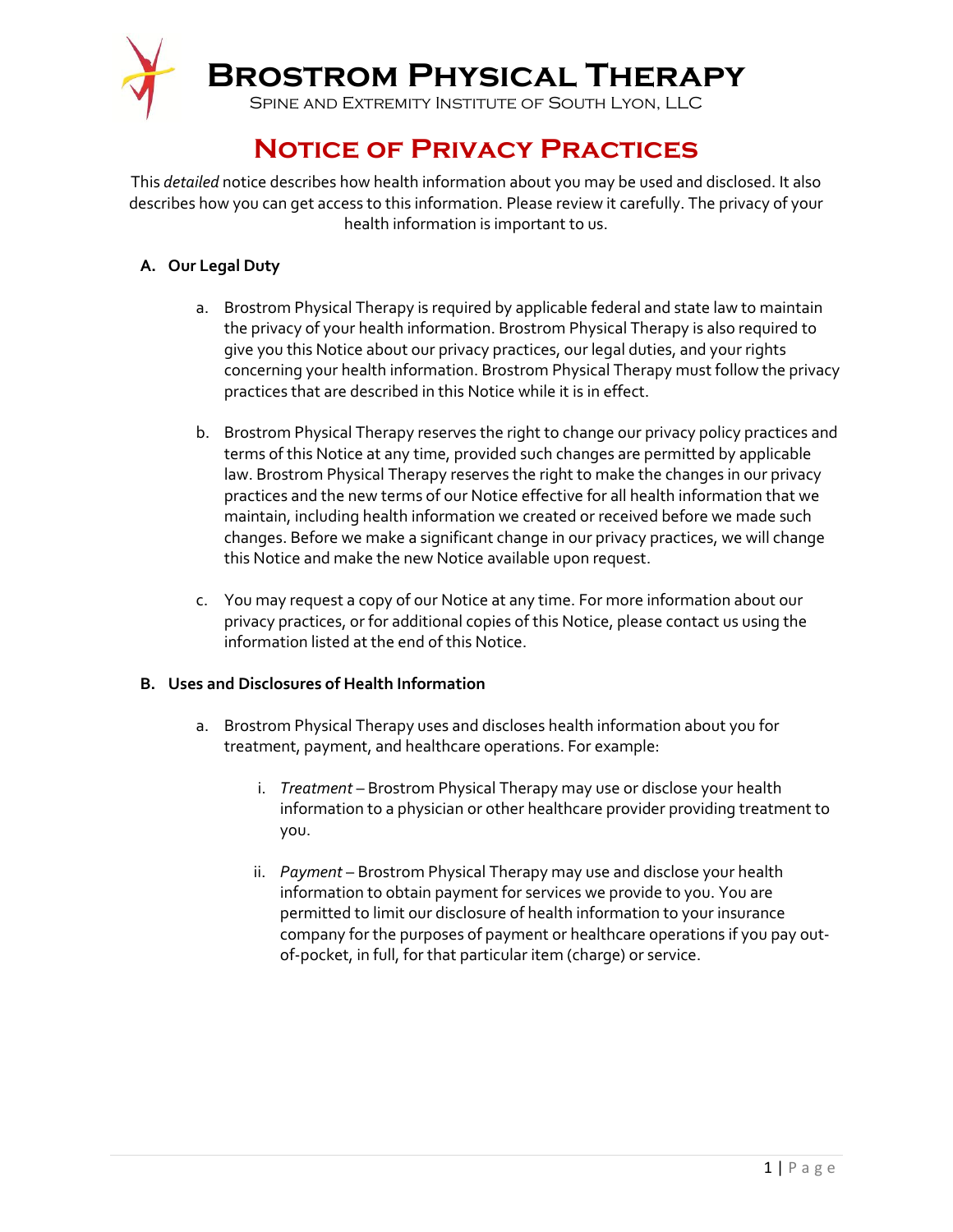# Brostrom Physical Therapy

Spine and Extremity Institute of South Lyon, LLC

## Notice of Privacy Practices

This *detailed* notice describes how health information about you may be used and disclosed. It also describes how you can get access to this information. Please review it carefully. The privacy of your health information is important to us.

### A. Our Legal Duty

a. Brostrom Physical Therapy is required by applicable federal and state law to maintain the privacy of your health information. Brostrom Physical Therapy is also required to give you this Notice about our privacy practices, our legal duties, and your rights concerning your health information. Brostrom Physical Therapy must follow the privacy practices that are described in this Notice while it is in effect.

b. Brostrom Physical Therapy reserves the right to change our privacy policy practices and terms of this Notice at any time, provided such changes are permitted by applicable law. Brostrom Physical Therapy reserves the right to make the changes in our privacy practices and the new terms of our Notice effective for all health information that we maintain, including health information we created or received before we made such changes. Before we make a significant change in our privacy practices, we will change this Notice and make the new Notice available upon request.

c. You may request a copy of our Notice at any time. For more information about our privacy practices, or for additional copies of this Notice, please contact us using the information listed at the end of this Notice.

### B. Uses and Disclosures of Health Information

a. Brostrom Physical Therapy uses and discloses health information about you for treatment, payment, and healthcare operations. For example:

   i. *Treatment* – Brostrom Physical Therapy may use or disclose your health information to a physician or other healthcare provider providing treatment to you.

   ii. *Payment* – Brostrom Physical Therapy may use and disclose your health information to obtain payment for services we provide to you. You are permitted to limit our disclosure of health information to your insurance company for the purposes of payment or healthcare operations if you pay out-of-pocket, in full, for that particular item (charge) or service.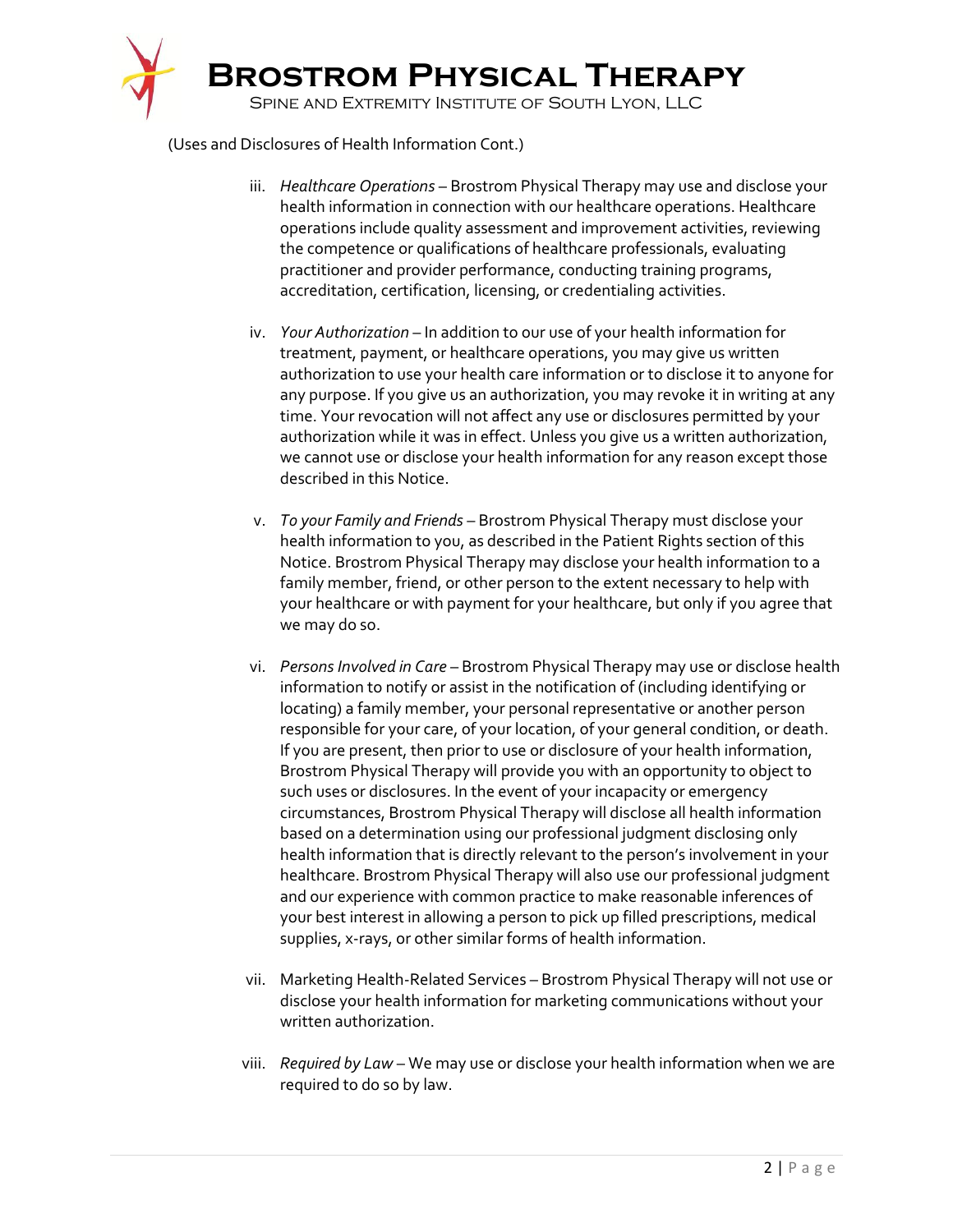(Uses and Disclosures of Health Information Cont.)

iii. *Healthcare Operations* – Brostrom Physical Therapy may use and disclose your health information in connection with our healthcare operations. Healthcare operations include quality assessment and improvement activities, reviewing the competence or qualifications of healthcare professionals, evaluating practitioner and provider performance, conducting training programs, accreditation, certification, licensing, or credentialing activities.

iv. *Your Authorization* – In addition to our use of your health information for treatment, payment, or healthcare operations, you may give us written authorization to use your health care information or to disclose it to anyone for any purpose. If you give us an authorization, you may revoke it in writing at any time. Your revocation will not affect any use or disclosures permitted by your authorization while it was in effect. Unless you give us a written authorization, we cannot use or disclose your health information for any reason except those described in this Notice.

v. *To your Family and Friends* – Brostrom Physical Therapy must disclose your health information to you, as described in the Patient Rights section of this Notice. Brostrom Physical Therapy may disclose your health information to a family member, friend, or other person to the extent necessary to help with your healthcare or with payment for your healthcare, but only if you agree that we may do so.

vi. *Persons Involved in Care* – Brostrom Physical Therapy may use or disclose health information to notify or assist in the notification of (including identifying or locating) a family member, your personal representative or another person responsible for your care, of your location, of your general condition, or death. If you are present, then prior to use or disclosure of your health information, Brostrom Physical Therapy will provide you with an opportunity to object to such uses or disclosures. In the event of your incapacity or emergency circumstances, Brostrom Physical Therapy will disclose all health information based on a determination using our professional judgment disclosing only health information that is directly relevant to the person's involvement in your healthcare. Brostrom Physical Therapy will also use our professional judgment and our experience with common practice to make reasonable inferences of your best interest in allowing a person to pick up filled prescriptions, medical supplies, x-rays, or other similar forms of health information.

vii. Marketing Health-Related Services – Brostrom Physical Therapy will not use or disclose your health information for marketing communications without your written authorization.

viii. *Required by Law* – We may use or disclose your health information when we are required to do so by law.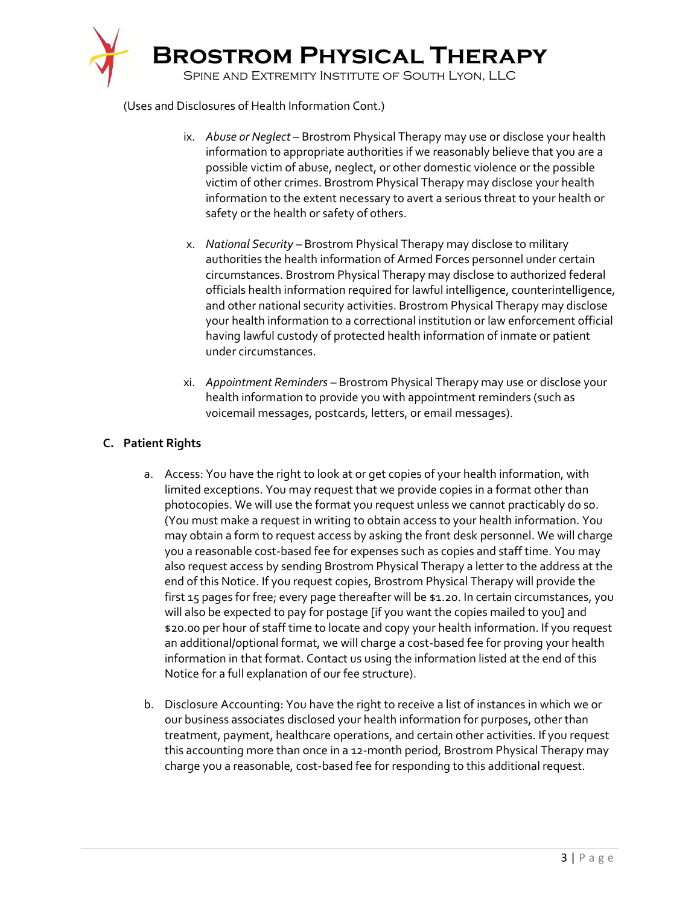(Uses and Disclosures of Health Information Cont.)

ix. *Abuse or Neglect* – Brostrom Physical Therapy may use or disclose your health information to appropriate authorities if we reasonably believe that you are a possible victim of abuse, neglect, or other domestic violence or the possible victim of other crimes. Brostrom Physical Therapy may disclose your health information to the extent necessary to avert a serious threat to your health or safety or the health or safety of others.

x. *National Security* – Brostrom Physical Therapy may disclose to military authorities the health information of Armed Forces personnel under certain circumstances. Brostrom Physical Therapy may disclose to authorized federal officials health information required for lawful intelligence, counterintelligence, and other national security activities. Brostrom Physical Therapy may disclose your health information to a correctional institution or law enforcement official having lawful custody of protected health information of inmate or patient under circumstances.

xi. *Appointment Reminders* – Brostrom Physical Therapy may use or disclose your health information to provide you with appointment reminders (such as voicemail messages, postcards, letters, or email messages).

## C. Patient Rights

a. Access: You have the right to look at or get copies of your health information, with limited exceptions. You may request that we provide copies in a format other than photocopies. We will use the format you request unless we cannot practicably do so. (You must make a request in writing to obtain access to your health information. You may obtain a form to request access by asking the front desk personnel. We will charge you a reasonable cost-based fee for expenses such as copies and staff time. You may also request access by sending Brostrom Physical Therapy a letter to the address at the end of this Notice. If you request copies, Brostrom Physical Therapy will provide the first 15 pages for free; every page thereafter will be $1.20. In certain circumstances, you will also be expected to pay for postage [if you want the copies mailed to you] and $20.00 per hour of staff time to locate and copy your health information. If you request an additional/optional format, we will charge a cost-based fee for proving your health information in that format. Contact us using the information listed at the end of this Notice for a full explanation of our fee structure).

b. Disclosure Accounting: You have the right to receive a list of instances in which we or our business associates disclosed your health information for purposes, other than treatment, payment, healthcare operations, and certain other activities. If you request this accounting more than once in a 12-month period, Brostrom Physical Therapy may charge you a reasonable, cost-based fee for responding to this additional request.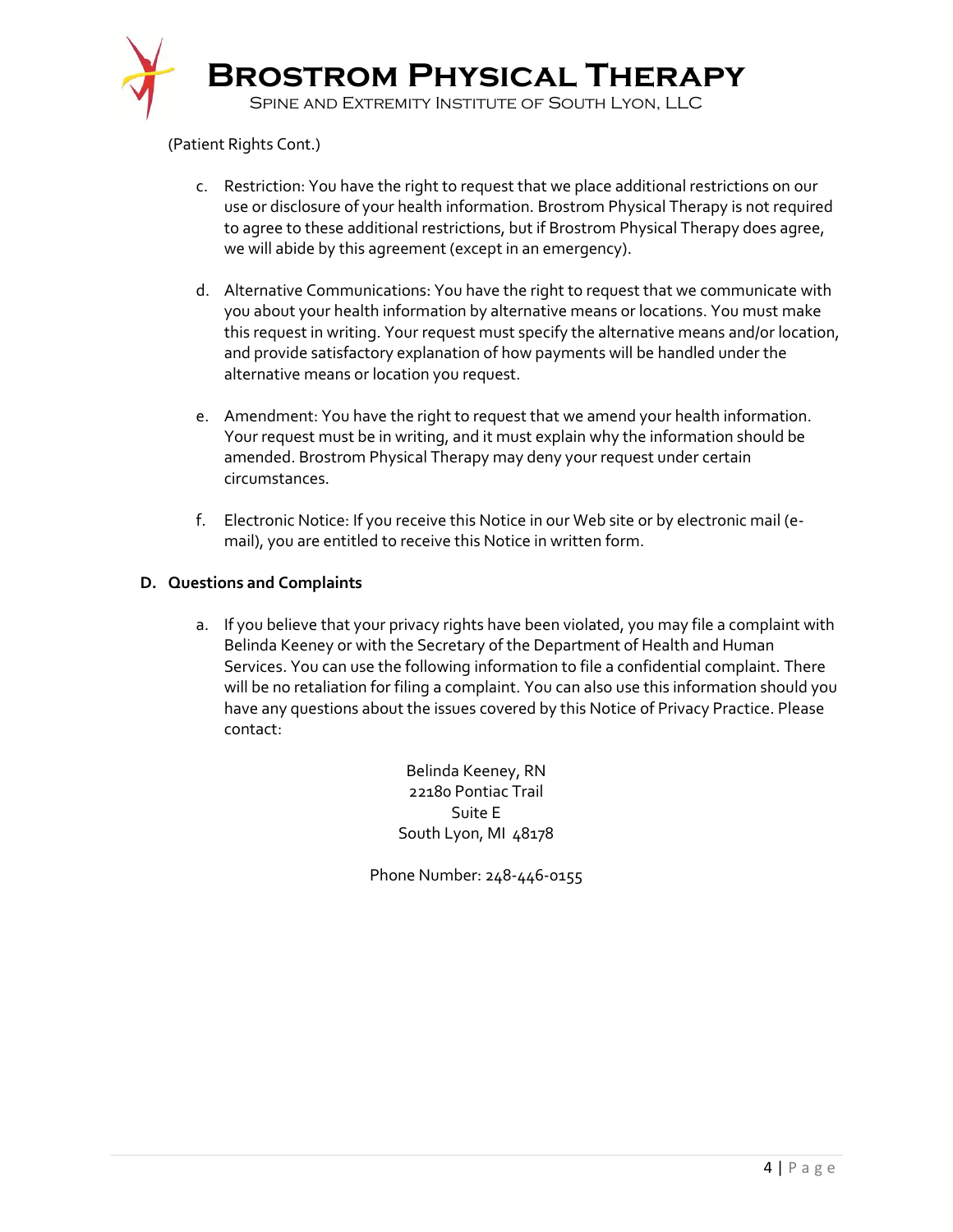(Patient Rights Cont.)

c. Restriction: You have the right to request that we place additional restrictions on our use or disclosure of your health information. Brostrom Physical Therapy is not required to agree to these additional restrictions, but if Brostrom Physical Therapy does agree, we will abide by this agreement (except in an emergency).

d. Alternative Communications: You have the right to request that we communicate with you about your health information by alternative means or locations. You must make this request in writing. Your request must specify the alternative means and/or location, and provide satisfactory explanation of how payments will be handled under the alternative means or location you request.

e. Amendment: You have the right to request that we amend your health information. Your request must be in writing, and it must explain why the information should be amended. Brostrom Physical Therapy may deny your request under certain circumstances.

f. Electronic Notice: If you receive this Notice in our Web site or by electronic mail (e-mail), you are entitled to receive this Notice in written form.

**D. Questions and Complaints**

a. If you believe that your privacy rights have been violated, you may file a complaint with Belinda Keeney or with the Secretary of the Department of Health and Human Services. You can use the following information to file a confidential complaint. There will be no retaliation for filing a complaint. You can also use this information should you have any questions about the issues covered by this Notice of Privacy Practice. Please contact:

Belinda Keeney, RN
22180 Pontiac Trail
Suite E
South Lyon, MI 48178

Phone Number: 248-446-0155